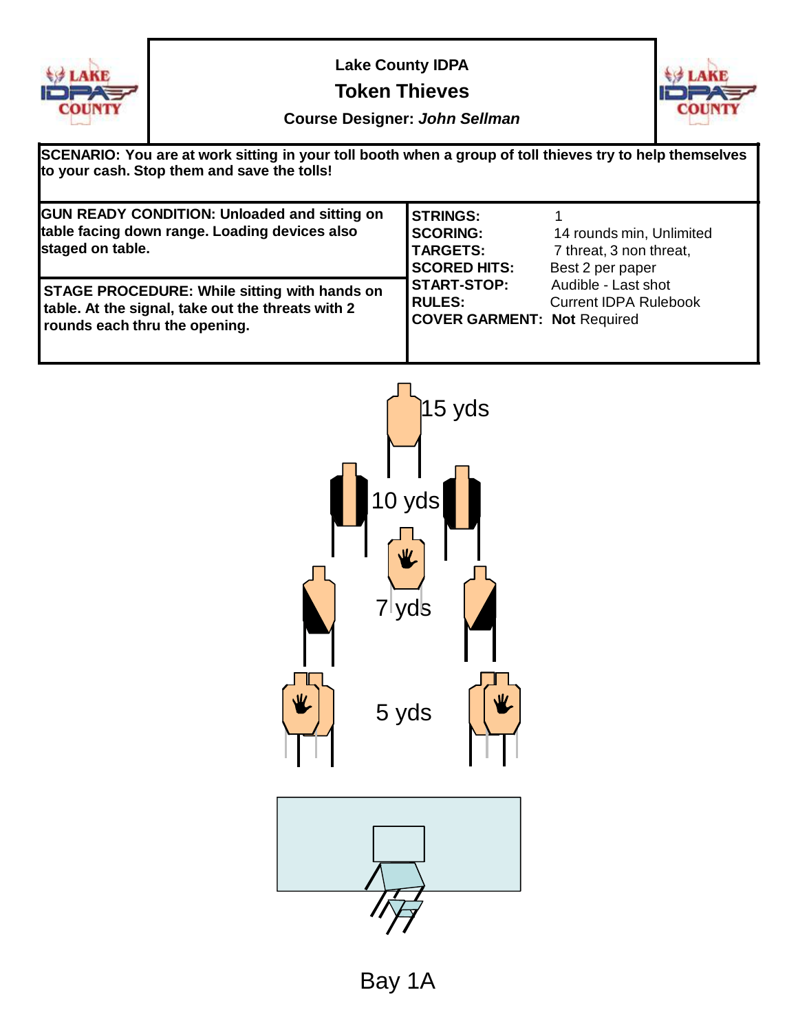# Lake County IDPA

## Token Thieves

**Course Designer:** ***John Sellman***

**SCENARIO: You are at work sitting in your toll booth when a group of toll thieves try to help themselves to your cash. Stop them and save the tolls!**

**GUN READY CONDITION: Unloaded and sitting on table facing down range. Loading devices also staged on table.**

**STAGE PROCEDURE: While sitting with hands on table. At the signal, take out the threats with 2 rounds each thru the opening.**

| | |
|---|---|
| **STRINGS:** | 1 |
| **SCORING:** | 14 rounds min, Unlimited |
| **TARGETS:** | 7 threat, 3 non threat, |
| **SCORED HITS:** | Best 2 per paper |
| **START-STOP:** | Audible - Last shot |
| **RULES:** | Current IDPA Rulebook |
| **COVER GARMENT:** | **Not** Required |

15 yds

10 yds

7 yds

5 yds

Bay 1A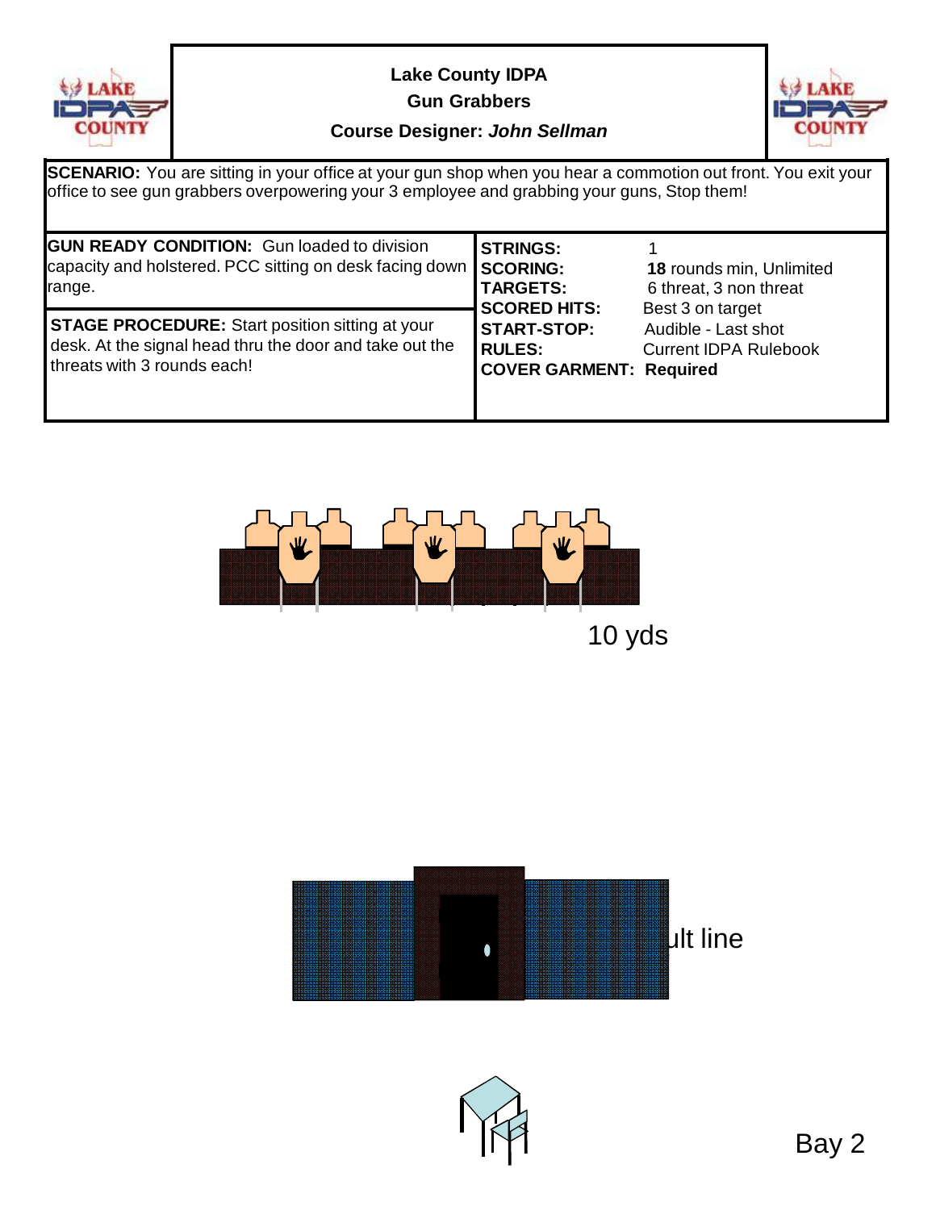# Lake County IDPA

## Gun Grabbers

**Course Designer:** ***John Sellman***

**SCENARIO:** You are sitting in your office at your gun shop when you hear a commotion out front. You exit your office to see gun grabbers overpowering your 3 employee and grabbing your guns, Stop them!

**GUN READY CONDITION:** Gun loaded to division capacity and holstered. PCC sitting on desk facing down range.

**STAGE PROCEDURE:** Start position sitting at your desk. At the signal head thru the door and take out the threats with 3 rounds each!

| | |
|---|---|
| **STRINGS:** | 1 |
| **SCORING:** | **18** rounds min, Unlimited |
| **TARGETS:** | 6 threat, 3 non threat |
| **SCORED HITS:** | Best 3 on target |
| **START-STOP:** | Audible - Last shot |
| **RULES:** | Current IDPA Rulebook |
| **COVER GARMENT:** | **Required** |

10 yds

ult line

Bay 2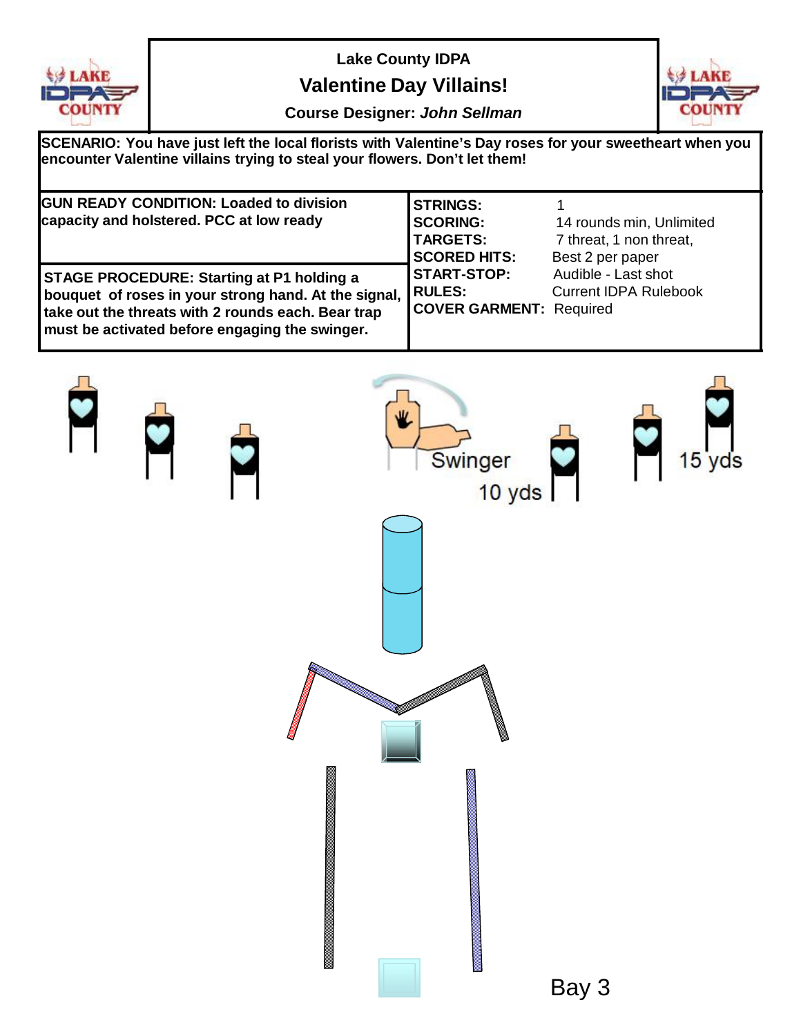# Lake County IDPA

## Valentine Day Villains!

**Course Designer:** ***John Sellman***

**SCENARIO: You have just left the local florists with Valentine's Day roses for your sweetheart when you encounter Valentine villains trying to steal your flowers. Don't let them!**

**GUN READY CONDITION: Loaded to division capacity and holstered. PCC at low ready**

**STAGE PROCEDURE: Starting at P1 holding a bouquet of roses in your strong hand. At the signal, take out the threats with 2 rounds each. Bear trap must be activated before engaging the swinger.**

| | |
|---|---|
| **STRINGS:** | 1 |
| **SCORING:** | 14 rounds min, Unlimited |
| **TARGETS:** | 7 threat, 1 non threat, |
| **SCORED HITS:** | Best 2 per paper |
| **START-STOP:** | Audible - Last shot |
| **RULES:** | Current IDPA Rulebook |
| **COVER GARMENT:** | Required |

Swinger

10 yds

15 yds

Bay 3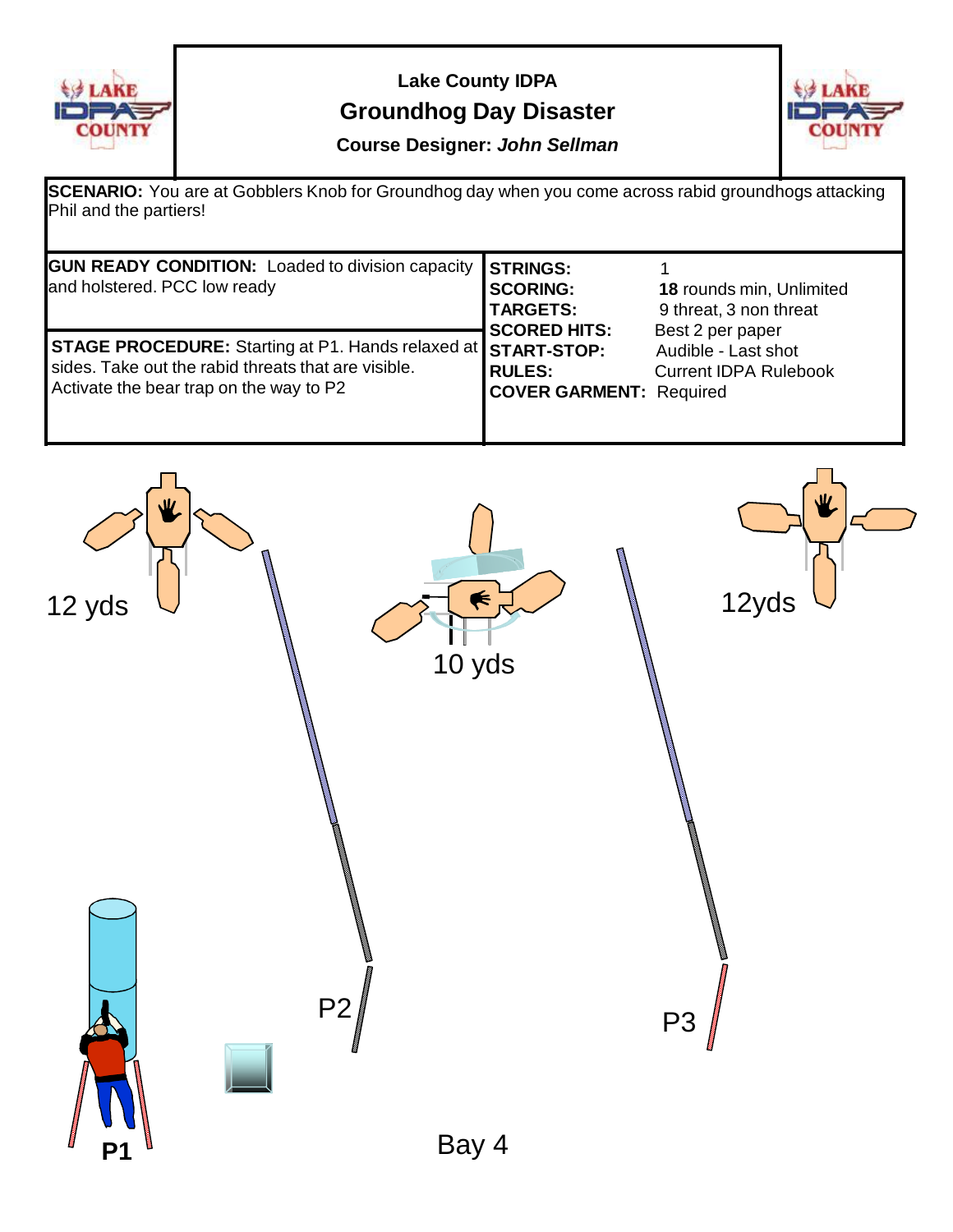# Lake County IDPA

## Groundhog Day Disaster

**Course Designer:** *John Sellman*

**SCENARIO:** You are at Gobblers Knob for Groundhog day when you come across rabid groundhogs attacking Phil and the partiers!

**GUN READY CONDITION:** Loaded to division capacity and holstered. PCC low ready

**STAGE PROCEDURE:** Starting at P1. Hands relaxed at sides. Take out the rabid threats that are visible. Activate the bear trap on the way to P2

| | |
|---|---|
| **STRINGS:** | 1 |
| **SCORING:** | **18** rounds min, Unlimited |
| **TARGETS:** | 9 threat, 3 non threat |
| **SCORED HITS:** | Best 2 per paper |
| **START-STOP:** | Audible - Last shot |
| **RULES:** | Current IDPA Rulebook |
| **COVER GARMENT:** | Required |

12 yds

10 yds

12yds

P2

P3

P1

Bay 4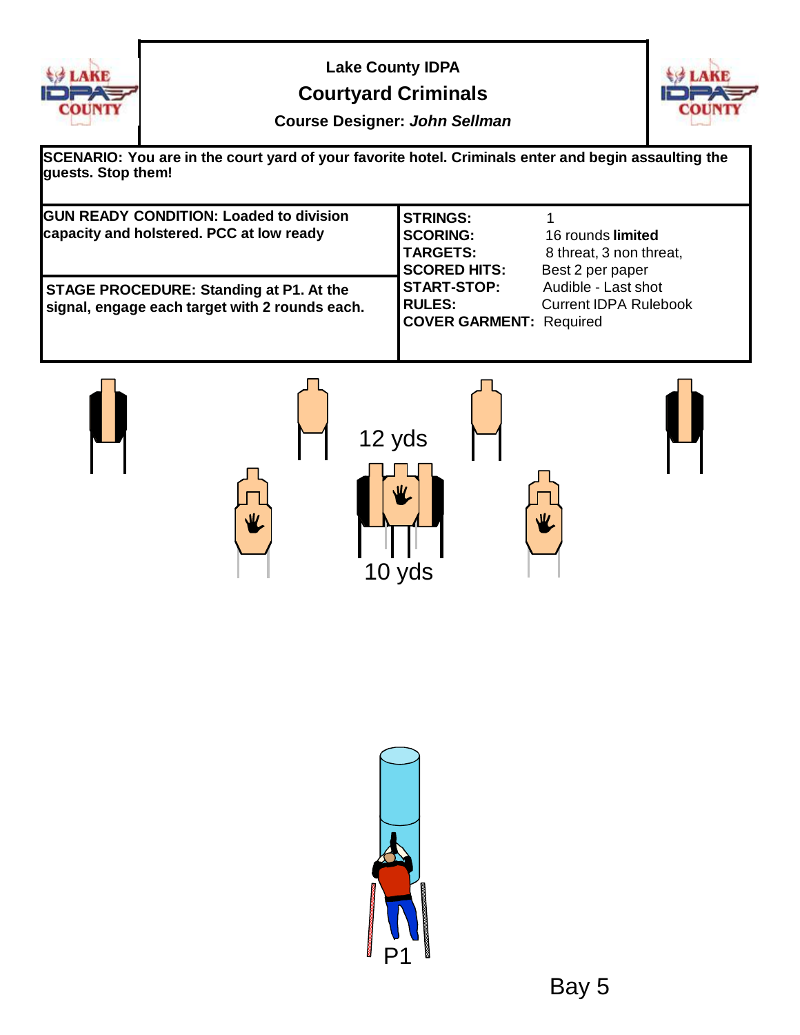Lake County IDPA

# Courtyard Criminals

**Course Designer:** ***John Sellman***

**SCENARIO: You are in the court yard of your favorite hotel. Criminals enter and begin assaulting the guests. Stop them!**

**GUN READY CONDITION: Loaded to division capacity and holstered. PCC at low ready**

**STAGE PROCEDURE: Standing at P1. At the signal, engage each target with 2 rounds each.**

| | |
|---|---|
| **STRINGS:** | 1 |
| **SCORING:** | 16 rounds **limited** |
| **TARGETS:** | 8 threat, 3 non threat, |
| **SCORED HITS:** | Best 2 per paper |
| **START-STOP:** | Audible - Last shot |
| **RULES:** | Current IDPA Rulebook |
| **COVER GARMENT:** | Required |

12 yds

10 yds

P1

Bay 5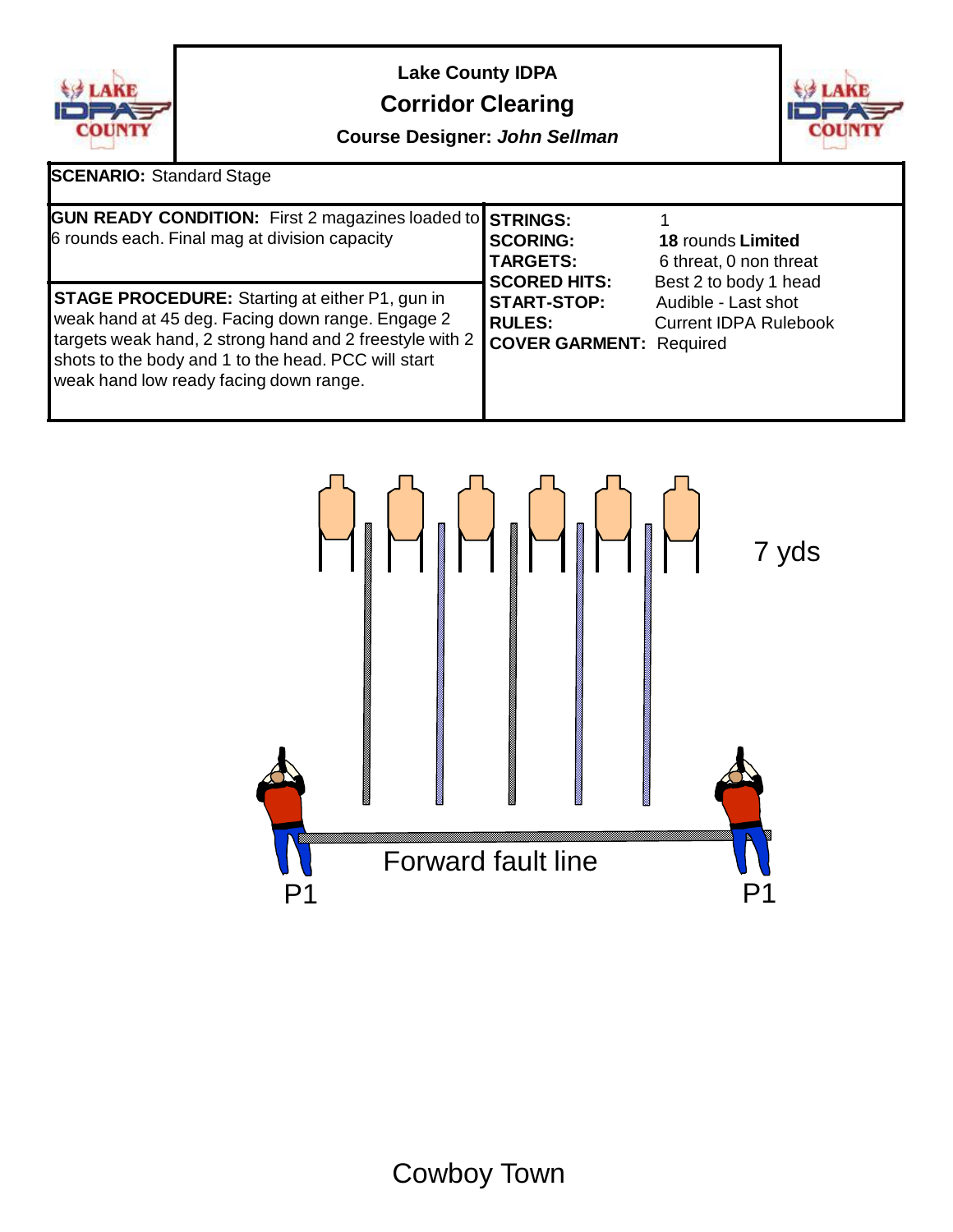**Lake County IDPA**

# Corridor Clearing

**Course Designer:** ***John Sellman***

**SCENARIO:** Standard Stage

**GUN READY CONDITION:** First 2 magazines loaded to 6 rounds each. Final mag at division capacity

**STAGE PROCEDURE:** Starting at either P1, gun in weak hand at 45 deg. Facing down range. Engage 2 targets weak hand, 2 strong hand and 2 freestyle with 2 shots to the body and 1 to the head. PCC will start weak hand low ready facing down range.

| | |
|---|---|
| **STRINGS:** | 1 |
| **SCORING:** | **18** rounds **Limited** |
| **TARGETS:** | 6 threat, 0 non threat |
| **SCORED HITS:** | Best 2 to body 1 head |
| **START-STOP:** | Audible - Last shot |
| **RULES:** | Current IDPA Rulebook |
| **COVER GARMENT:** | Required |

7 yds

Forward fault line

P1

P1

Cowboy Town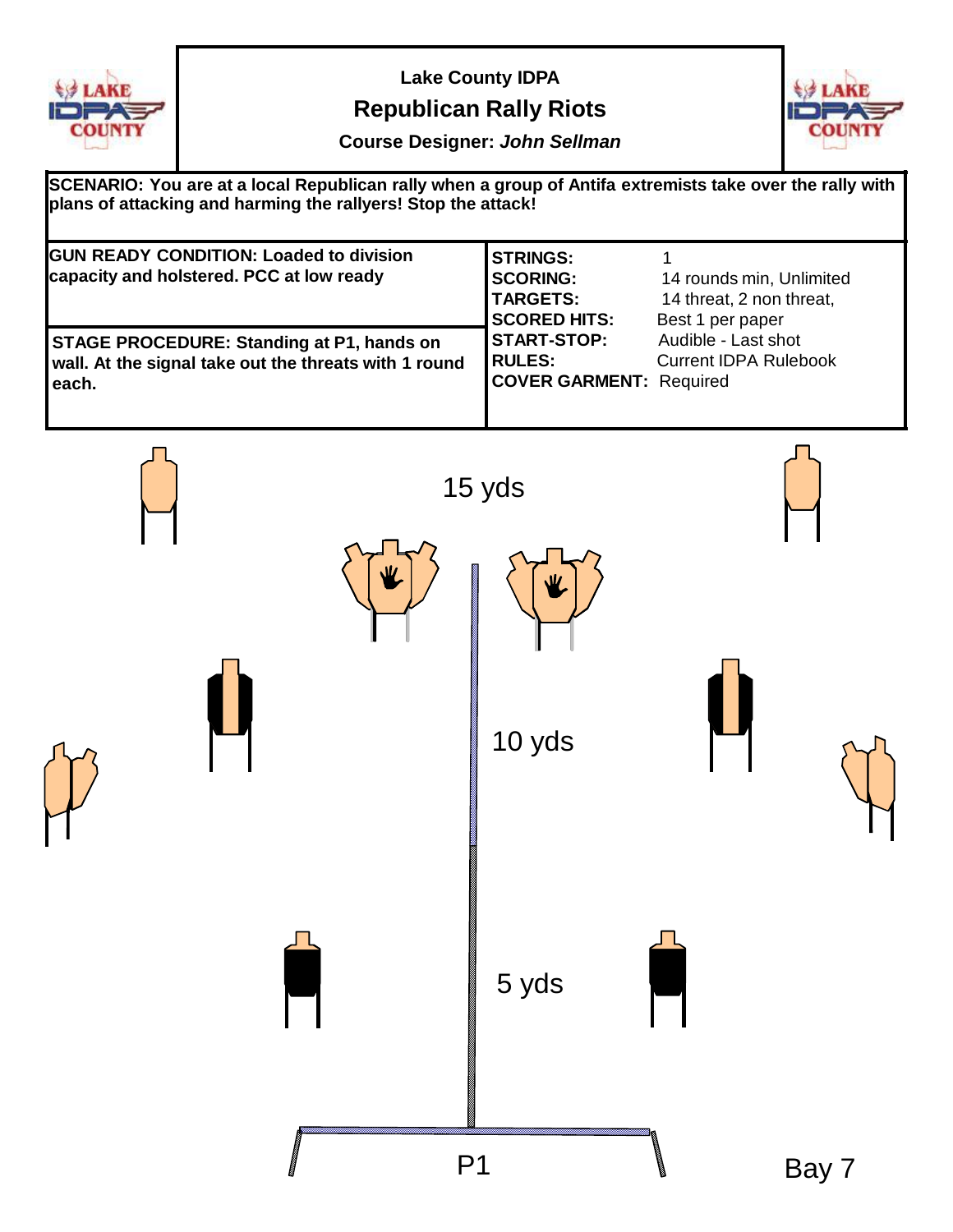**Lake County IDPA**

# Republican Rally Riots

**Course Designer:** ***John Sellman***

**SCENARIO: You are at a local Republican rally when a group of Antifa extremists take over the rally with plans of attacking and harming the rallyers! Stop the attack!**

**GUN READY CONDITION: Loaded to division capacity and holstered. PCC at low ready**

**STAGE PROCEDURE: Standing at P1, hands on wall. At the signal take out the threats with 1 round each.**

| | |
|---|---|
| **STRINGS:** | 1 |
| **SCORING:** | 14 rounds min, Unlimited |
| **TARGETS:** | 14 threat, 2 non threat, |
| **SCORED HITS:** | Best 1 per paper |
| **START-STOP:** | Audible - Last shot |
| **RULES:** | Current IDPA Rulebook |
| **COVER GARMENT:** | Required |

15 yds

10 yds

5 yds

P1

Bay 7